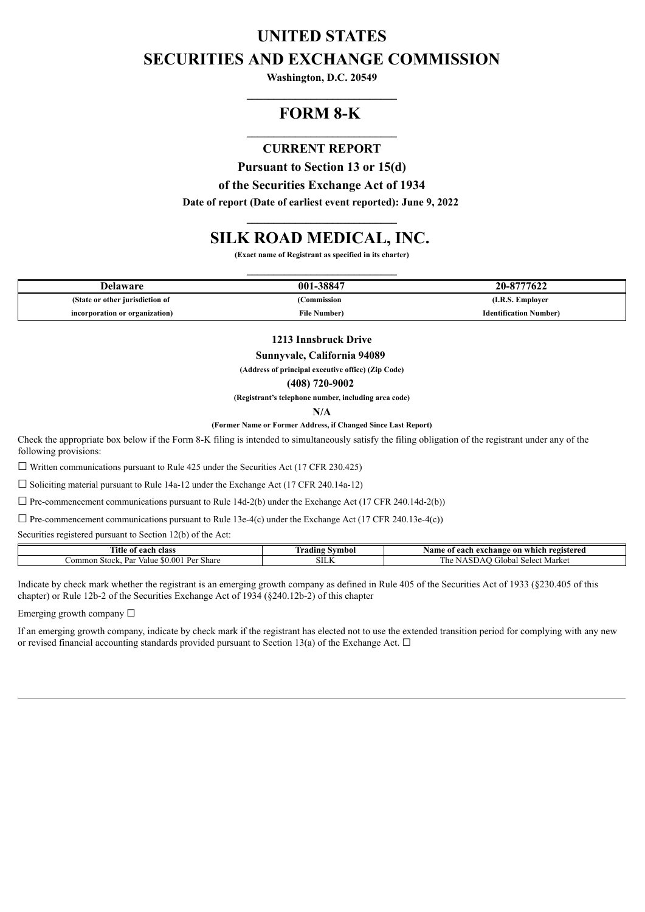# UNITED STATES
# SECURITIES AND EXCHANGE COMMISSION

**Washington, D.C. 20549**

---

# FORM 8-K

---

## CURRENT REPORT

**Pursuant to Section 13 or 15(d)**

**of the Securities Exchange Act of 1934**

**Date of report (Date of earliest event reported): June 9, 2022**

---

# SILK ROAD MEDICAL, INC.

**(Exact name of Registrant as specified in its charter)**

---

| Delaware | 001-38847 | 20-8777622 |
|---|---|---|
| (State or other jurisdiction of incorporation or organization) | (Commission File Number) | (I.R.S. Employer Identification Number) |

**1213 Innsbruck Drive**

**Sunnyvale, California 94089**

**(Address of principal executive office) (Zip Code)**

**(408) 720-9002**

**(Registrant's telephone number, including area code)**

**N/A**

**(Former Name or Former Address, if Changed Since Last Report)**

Check the appropriate box below if the Form 8-K filing is intended to simultaneously satisfy the filing obligation of the registrant under any of the following provisions:

☐ Written communications pursuant to Rule 425 under the Securities Act (17 CFR 230.425)

☐ Soliciting material pursuant to Rule 14a-12 under the Exchange Act (17 CFR 240.14a-12)

☐ Pre-commencement communications pursuant to Rule 14d-2(b) under the Exchange Act (17 CFR 240.14d-2(b))

☐ Pre-commencement communications pursuant to Rule 13e-4(c) under the Exchange Act (17 CFR 240.13e-4(c))

Securities registered pursuant to Section 12(b) of the Act:

| Title of each class | Trading Symbol | Name of each exchange on which registered |
|---|---|---|
| Common Stock, Par Value $0.001 Per Share | SILK | The NASDAQ Global Select Market |

Indicate by check mark whether the registrant is an emerging growth company as defined in Rule 405 of the Securities Act of 1933 (§230.405 of this chapter) or Rule 12b-2 of the Securities Exchange Act of 1934 (§240.12b-2) of this chapter

Emerging growth company ☐

If an emerging growth company, indicate by check mark if the registrant has elected not to use the extended transition period for complying with any new or revised financial accounting standards provided pursuant to Section 13(a) of the Exchange Act. ☐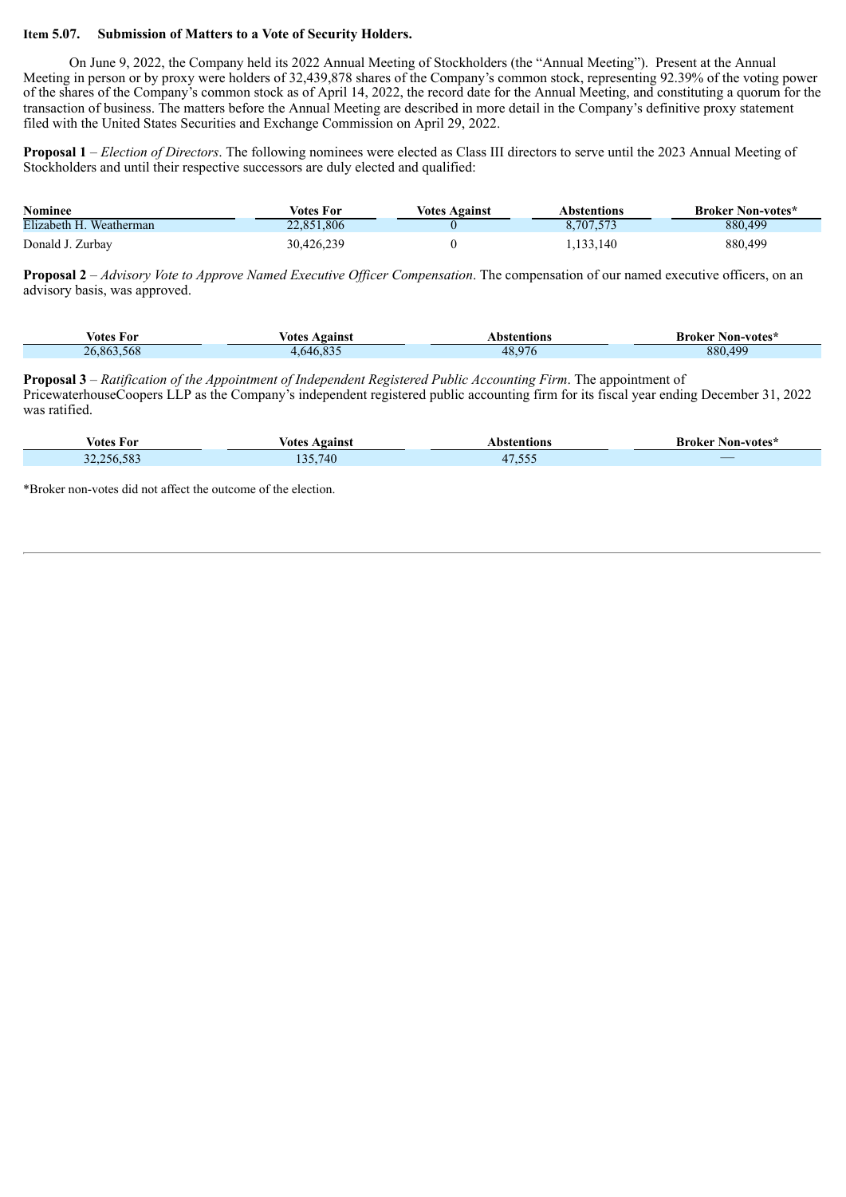**Item 5.07. Submission of Matters to a Vote of Security Holders.**

On June 9, 2022, the Company held its 2022 Annual Meeting of Stockholders (the "Annual Meeting"). Present at the Annual Meeting in person or by proxy were holders of 32,439,878 shares of the Company's common stock, representing 92.39% of the voting power of the shares of the Company's common stock as of April 14, 2022, the record date for the Annual Meeting, and constituting a quorum for the transaction of business. The matters before the Annual Meeting are described in more detail in the Company's definitive proxy statement filed with the United States Securities and Exchange Commission on April 29, 2022.

**Proposal 1** – *Election of Directors*. The following nominees were elected as Class III directors to serve until the 2023 Annual Meeting of Stockholders and until their respective successors are duly elected and qualified:

| Nominee | Votes For | Votes Against | Abstentions | Broker Non-votes* |
|---|---|---|---|---|
| Elizabeth H. Weatherman | 22,851,806 | 0 | 8,707,573 | 880,499 |
| Donald J. Zurbay | 30,426,239 | 0 | 1,133,140 | 880,499 |

**Proposal 2** – *Advisory Vote to Approve Named Executive Officer Compensation*. The compensation of our named executive officers, on an advisory basis, was approved.

| Votes For | Votes Against | Abstentions | Broker Non-votes* |
|---|---|---|---|
| 26,863,568 | 4,646,835 | 48,976 | 880,499 |

**Proposal 3** – *Ratification of the Appointment of Independent Registered Public Accounting Firm*. The appointment of PricewaterhouseCoopers LLP as the Company's independent registered public accounting firm for its fiscal year ending December 31, 2022 was ratified.

| Votes For | Votes Against | Abstentions | Broker Non-votes* |
|---|---|---|---|
| 32,256,583 | 135,740 | 47,555 | — |

*Broker non-votes did not affect the outcome of the election.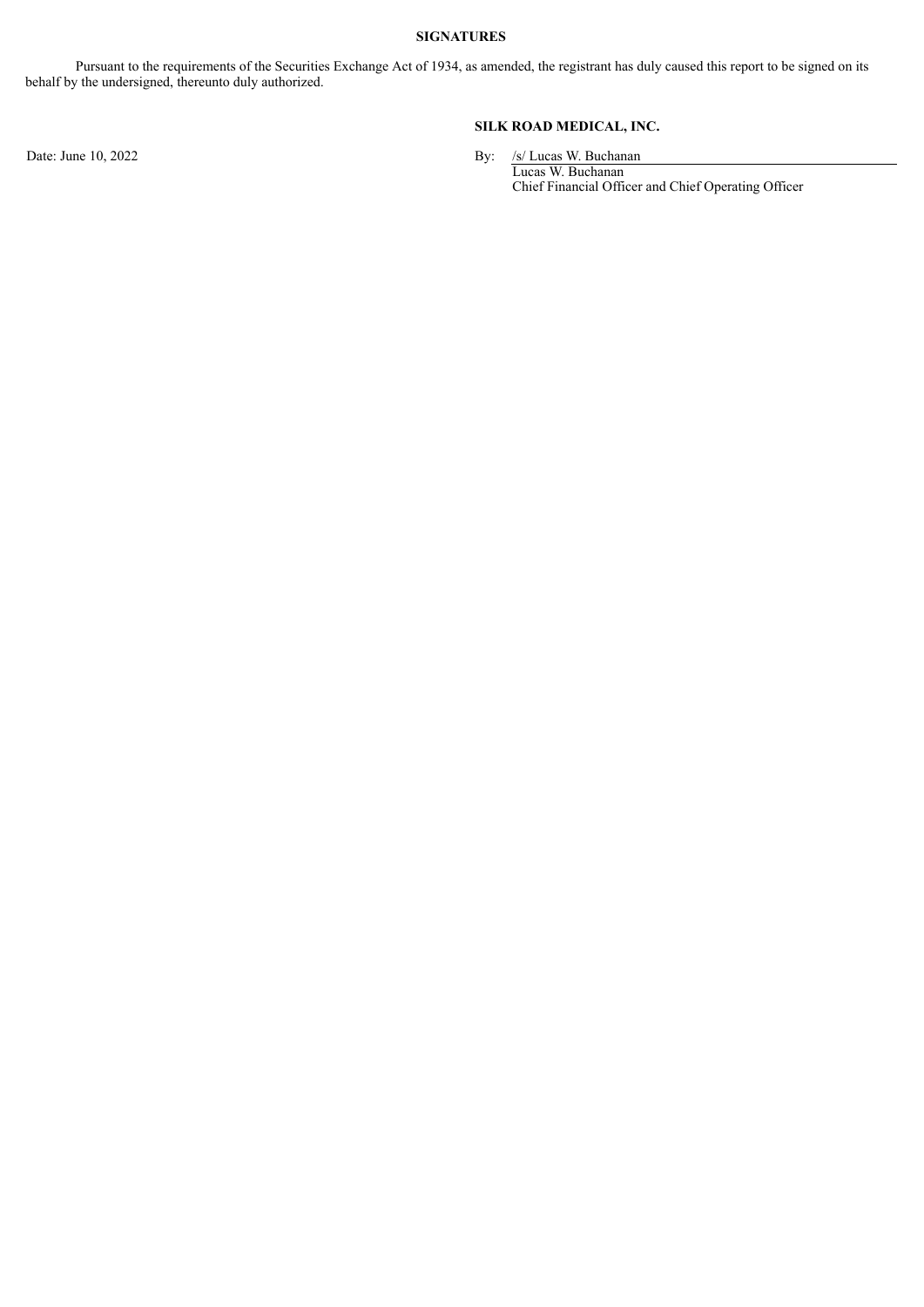**SIGNATURES**

Pursuant to the requirements of the Securities Exchange Act of 1934, as amended, the registrant has duly caused this report to be signed on its behalf by the undersigned, thereunto duly authorized.

**SILK ROAD MEDICAL, INC.**

Date: June 10, 2022

By: /s/ Lucas W. Buchanan
Lucas W. Buchanan
Chief Financial Officer and Chief Operating Officer